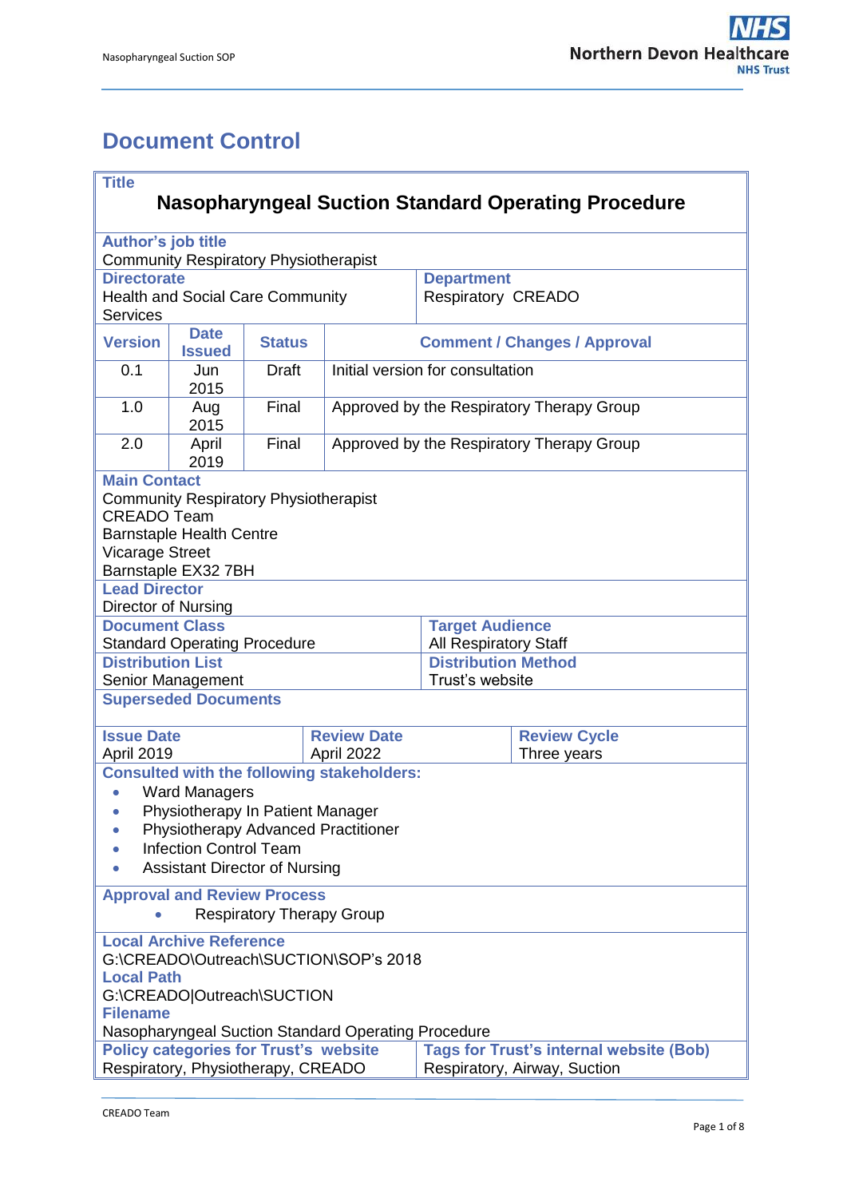# Document Control

**Title**

**Nasopharyngeal Suction Standard Operating Procedure**

**Author's job title**
Community Respiratory Physiotherapist

| **Directorate** | **Department** |
|---|---|
| Health and Social Care Community Services | Respiratory CREADO |

| Version | Date Issued | Status | Comment / Changes / Approval |
|---|---|---|---|
| 0.1 | Jun 2015 | Draft | Initial version for consultation |
| 1.0 | Aug 2015 | Final | Approved by the Respiratory Therapy Group |
| 2.0 | April 2019 | Final | Approved by the Respiratory Therapy Group |

**Main Contact**
Community Respiratory Physiotherapist
CREADO Team
Barnstaple Health Centre
Vicarage Street
Barnstaple EX32 7BH

**Lead Director**
Director of Nursing

| **Document Class** | **Target Audience** |
|---|---|
| Standard Operating Procedure | All Respiratory Staff |
| **Distribution List** | **Distribution Method** |
| Senior Management | Trust's website |

**Superseded Documents**

| **Issue Date** | **Review Date** | **Review Cycle** |
|---|---|---|
| April 2019 | April 2022 | Three years |

**Consulted with the following stakeholders:**

- Ward Managers
- Physiotherapy In Patient Manager
- Physiotherapy Advanced Practitioner
- Infection Control Team
- Assistant Director of Nursing

**Approval and Review Process**

- Respiratory Therapy Group

**Local Archive Reference**
G:\CREADO\Outreach\SUCTION\SOP's 2018

**Local Path**
G:\CREADO|Outreach\SUCTION

**Filename**
Nasopharyngeal Suction Standard Operating Procedure

| **Policy categories for Trust's website** | **Tags for Trust's internal website (Bob)** |
|---|---|
| Respiratory, Physiotherapy, CREADO | Respiratory, Airway, Suction |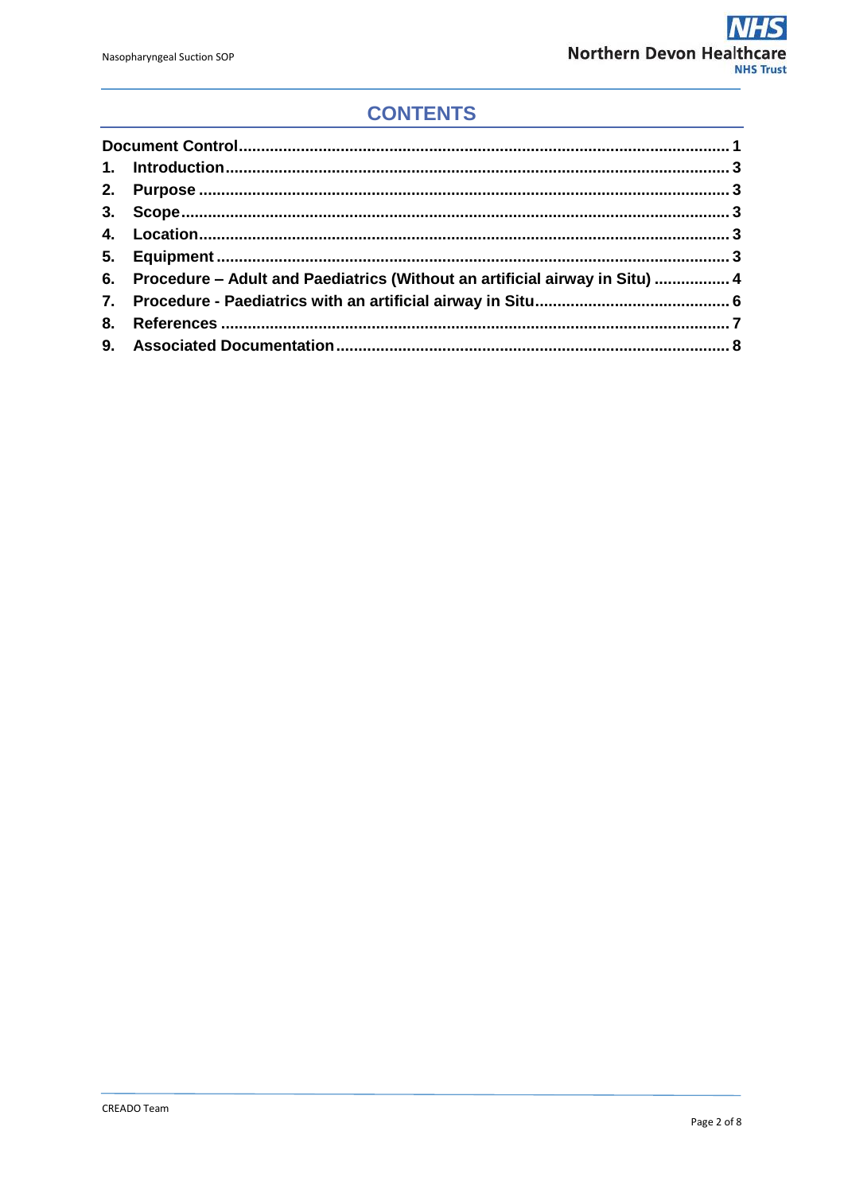# CONTENTS

| | |
|---|---|
| **Document Control** | **1** |
| **1. Introduction** | **3** |
| **2. Purpose** | **3** |
| **3. Scope** | **3** |
| **4. Location** | **3** |
| **5. Equipment** | **3** |
| **6. Procedure – Adult and Paediatrics (Without an artificial airway in Situ)** | **4** |
| **7. Procedure - Paediatrics with an artificial airway in Situ** | **6** |
| **8. References** | **7** |
| **9. Associated Documentation** | **8** |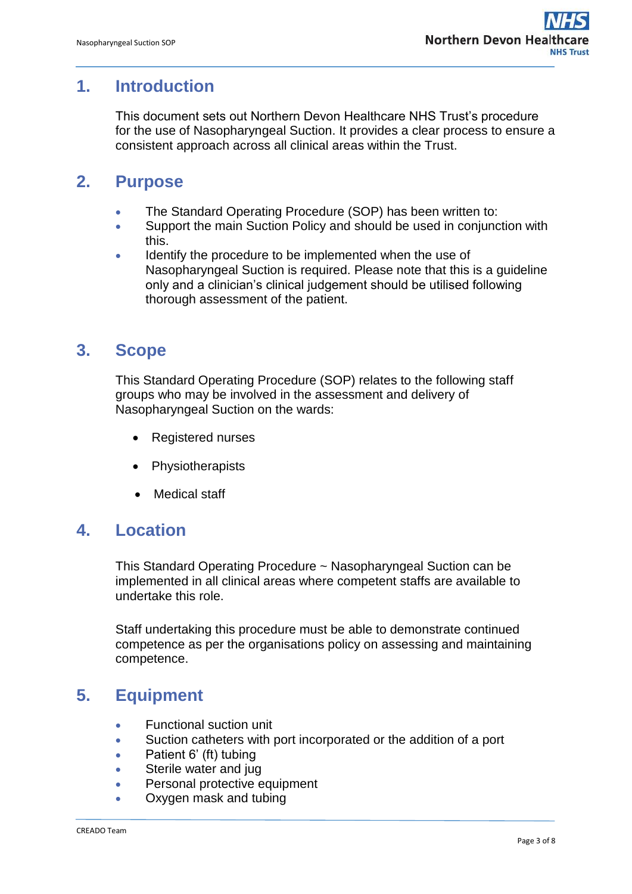## 1. Introduction

This document sets out Northern Devon Healthcare NHS Trust's procedure for the use of Nasopharyngeal Suction. It provides a clear process to ensure a consistent approach across all clinical areas within the Trust.

## 2. Purpose

- The Standard Operating Procedure (SOP) has been written to:
- Support the main Suction Policy and should be used in conjunction with this.
- Identify the procedure to be implemented when the use of Nasopharyngeal Suction is required. Please note that this is a guideline only and a clinician's clinical judgement should be utilised following thorough assessment of the patient.

## 3. Scope

This Standard Operating Procedure (SOP) relates to the following staff groups who may be involved in the assessment and delivery of Nasopharyngeal Suction on the wards:

- Registered nurses
- Physiotherapists
- Medical staff

## 4. Location

This Standard Operating Procedure ~ Nasopharyngeal Suction can be implemented in all clinical areas where competent staffs are available to undertake this role.

Staff undertaking this procedure must be able to demonstrate continued competence as per the organisations policy on assessing and maintaining competence.

## 5. Equipment

- Functional suction unit
- Suction catheters with port incorporated or the addition of a port
- Patient 6' (ft) tubing
- Sterile water and jug
- Personal protective equipment
- Oxygen mask and tubing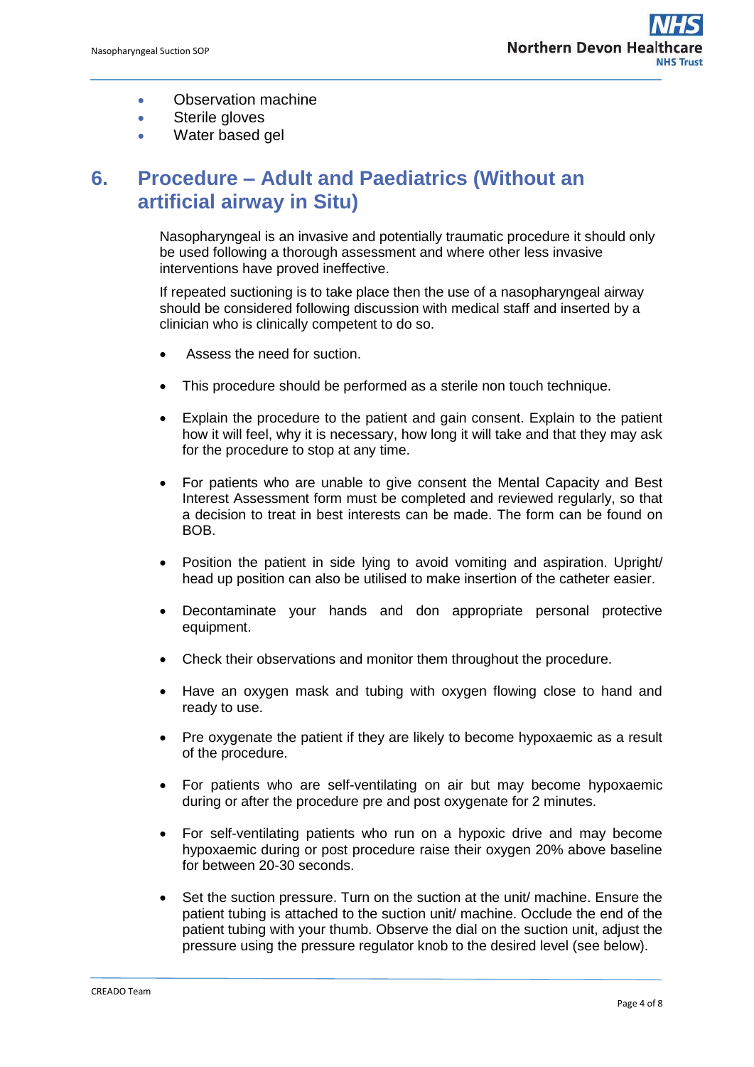- Observation machine
- Sterile gloves
- Water based gel

## 6. Procedure – Adult and Paediatrics (Without an artificial airway in Situ)

Nasopharyngeal is an invasive and potentially traumatic procedure it should only be used following a thorough assessment and where other less invasive interventions have proved ineffective.

If repeated suctioning is to take place then the use of a nasopharyngeal airway should be considered following discussion with medical staff and inserted by a clinician who is clinically competent to do so.

- Assess the need for suction.
- This procedure should be performed as a sterile non touch technique.
- Explain the procedure to the patient and gain consent. Explain to the patient how it will feel, why it is necessary, how long it will take and that they may ask for the procedure to stop at any time.
- For patients who are unable to give consent the Mental Capacity and Best Interest Assessment form must be completed and reviewed regularly, so that a decision to treat in best interests can be made. The form can be found on BOB.
- Position the patient in side lying to avoid vomiting and aspiration. Upright/ head up position can also be utilised to make insertion of the catheter easier.
- Decontaminate your hands and don appropriate personal protective equipment.
- Check their observations and monitor them throughout the procedure.
- Have an oxygen mask and tubing with oxygen flowing close to hand and ready to use.
- Pre oxygenate the patient if they are likely to become hypoxaemic as a result of the procedure.
- For patients who are self-ventilating on air but may become hypoxaemic during or after the procedure pre and post oxygenate for 2 minutes.
- For self-ventilating patients who run on a hypoxic drive and may become hypoxaemic during or post procedure raise their oxygen 20% above baseline for between 20-30 seconds.
- Set the suction pressure. Turn on the suction at the unit/ machine. Ensure the patient tubing is attached to the suction unit/ machine. Occlude the end of the patient tubing with your thumb. Observe the dial on the suction unit, adjust the pressure using the pressure regulator knob to the desired level (see below).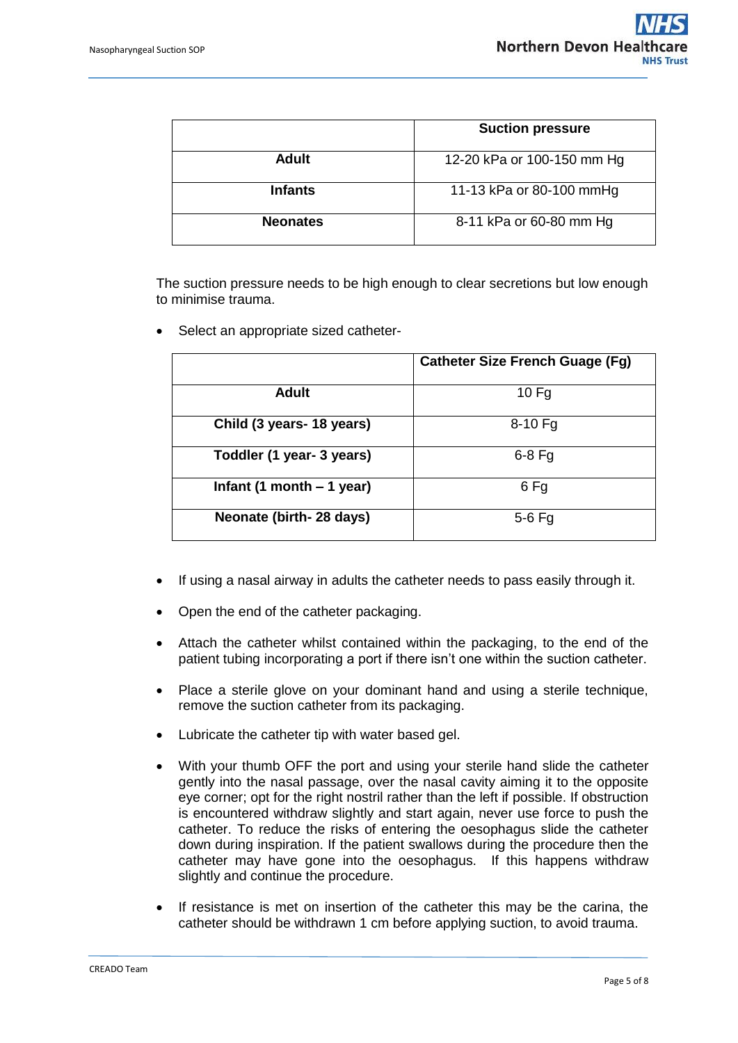| | Suction pressure |
|---|---|
| **Adult** | 12-20 kPa or 100-150 mm Hg |
| **Infants** | 11-13 kPa or 80-100 mmHg |
| **Neonates** | 8-11 kPa or 60-80 mm Hg |

The suction pressure needs to be high enough to clear secretions but low enough to minimise trauma.

- Select an appropriate sized catheter-

| | Catheter Size French Guage (Fg) |
|---|---|
| **Adult** | 10 Fg |
| **Child (3 years- 18 years)** | 8-10 Fg |
| **Toddler (1 year- 3 years)** | 6-8 Fg |
| **Infant (1 month – 1 year)** | 6 Fg |
| **Neonate (birth- 28 days)** | 5-6 Fg |

- If using a nasal airway in adults the catheter needs to pass easily through it.
- Open the end of the catheter packaging.
- Attach the catheter whilst contained within the packaging, to the end of the patient tubing incorporating a port if there isn't one within the suction catheter.
- Place a sterile glove on your dominant hand and using a sterile technique, remove the suction catheter from its packaging.
- Lubricate the catheter tip with water based gel.
- With your thumb OFF the port and using your sterile hand slide the catheter gently into the nasal passage, over the nasal cavity aiming it to the opposite eye corner; opt for the right nostril rather than the left if possible. If obstruction is encountered withdraw slightly and start again, never use force to push the catheter. To reduce the risks of entering the oesophagus slide the catheter down during inspiration. If the patient swallows during the procedure then the catheter may have gone into the oesophagus. If this happens withdraw slightly and continue the procedure.
- If resistance is met on insertion of the catheter this may be the carina, the catheter should be withdrawn 1 cm before applying suction, to avoid trauma.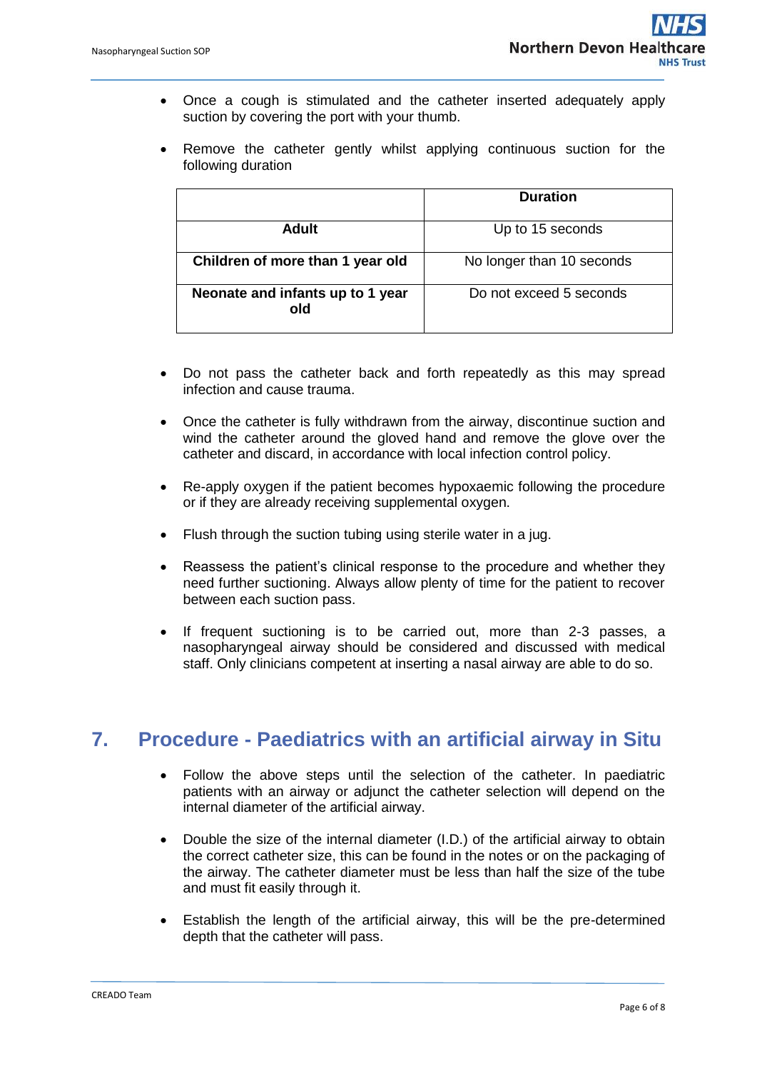- Once a cough is stimulated and the catheter inserted adequately apply suction by covering the port with your thumb.
- Remove the catheter gently whilst applying continuous suction for the following duration

| | **Duration** |
|---|---|
| **Adult** | Up to 15 seconds |
| **Children of more than 1 year old** | No longer than 10 seconds |
| **Neonate and infants up to 1 year old** | Do not exceed 5 seconds |

- Do not pass the catheter back and forth repeatedly as this may spread infection and cause trauma.
- Once the catheter is fully withdrawn from the airway, discontinue suction and wind the catheter around the gloved hand and remove the glove over the catheter and discard, in accordance with local infection control policy.
- Re-apply oxygen if the patient becomes hypoxaemic following the procedure or if they are already receiving supplemental oxygen.
- Flush through the suction tubing using sterile water in a jug.
- Reassess the patient's clinical response to the procedure and whether they need further suctioning. Always allow plenty of time for the patient to recover between each suction pass.
- If frequent suctioning is to be carried out, more than 2-3 passes, a nasopharyngeal airway should be considered and discussed with medical staff. Only clinicians competent at inserting a nasal airway are able to do so.

## 7. Procedure - Paediatrics with an artificial airway in Situ

- Follow the above steps until the selection of the catheter. In paediatric patients with an airway or adjunct the catheter selection will depend on the internal diameter of the artificial airway.
- Double the size of the internal diameter (I.D.) of the artificial airway to obtain the correct catheter size, this can be found in the notes or on the packaging of the airway. The catheter diameter must be less than half the size of the tube and must fit easily through it.
- Establish the length of the artificial airway, this will be the pre-determined depth that the catheter will pass.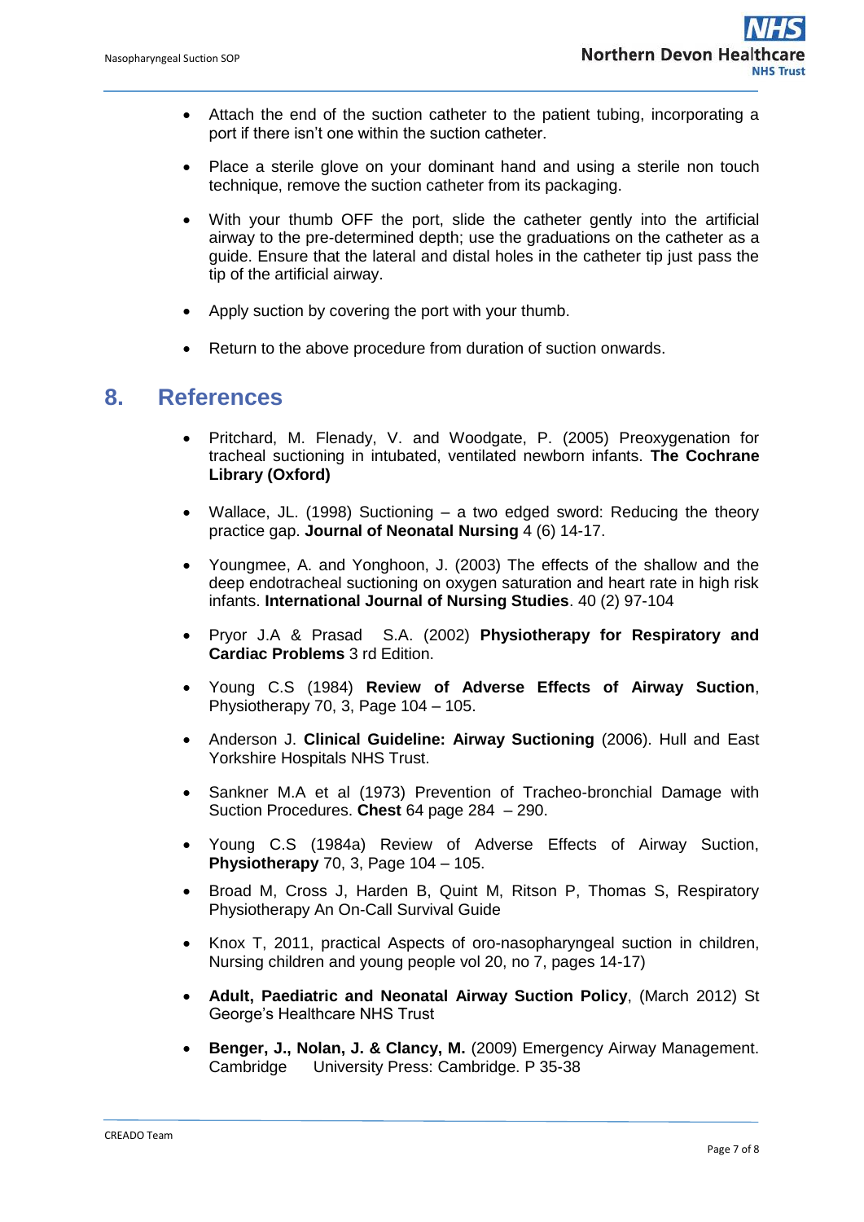- Attach the end of the suction catheter to the patient tubing, incorporating a port if there isn't one within the suction catheter.

- Place a sterile glove on your dominant hand and using a sterile non touch technique, remove the suction catheter from its packaging.

- With your thumb OFF the port, slide the catheter gently into the artificial airway to the pre-determined depth; use the graduations on the catheter as a guide. Ensure that the lateral and distal holes in the catheter tip just pass the tip of the artificial airway.

- Apply suction by covering the port with your thumb.

- Return to the above procedure from duration of suction onwards.

## 8. References

- Pritchard, M. Flenady, V. and Woodgate, P. (2005) Preoxygenation for tracheal suctioning in intubated, ventilated newborn infants. **The Cochrane Library (Oxford)**

- Wallace, JL. (1998) Suctioning – a two edged sword: Reducing the theory practice gap. **Journal of Neonatal Nursing** 4 (6) 14-17.

- Youngmee, A. and Yonghoon, J. (2003) The effects of the shallow and the deep endotracheal suctioning on oxygen saturation and heart rate in high risk infants. **International Journal of Nursing Studies**. 40 (2) 97-104

- Pryor J.A & Prasad S.A. (2002) **Physiotherapy for Respiratory and Cardiac Problems** 3 rd Edition.

- Young C.S (1984) **Review of Adverse Effects of Airway Suction**, Physiotherapy 70, 3, Page 104 – 105.

- Anderson J. **Clinical Guideline: Airway Suctioning** (2006). Hull and East Yorkshire Hospitals NHS Trust.

- Sankner M.A et al (1973) Prevention of Tracheo-bronchial Damage with Suction Procedures. **Chest** 64 page 284 – 290.

- Young C.S (1984a) Review of Adverse Effects of Airway Suction, **Physiotherapy** 70, 3, Page 104 – 105.

- Broad M, Cross J, Harden B, Quint M, Ritson P, Thomas S, Respiratory Physiotherapy An On-Call Survival Guide

- Knox T, 2011, practical Aspects of oro-nasopharyngeal suction in children, Nursing children and young people vol 20, no 7, pages 14-17)

- **Adult, Paediatric and Neonatal Airway Suction Policy**, (March 2012) St George's Healthcare NHS Trust

- **Benger, J., Nolan, J. & Clancy, M.** (2009) Emergency Airway Management. Cambridge University Press: Cambridge. P 35-38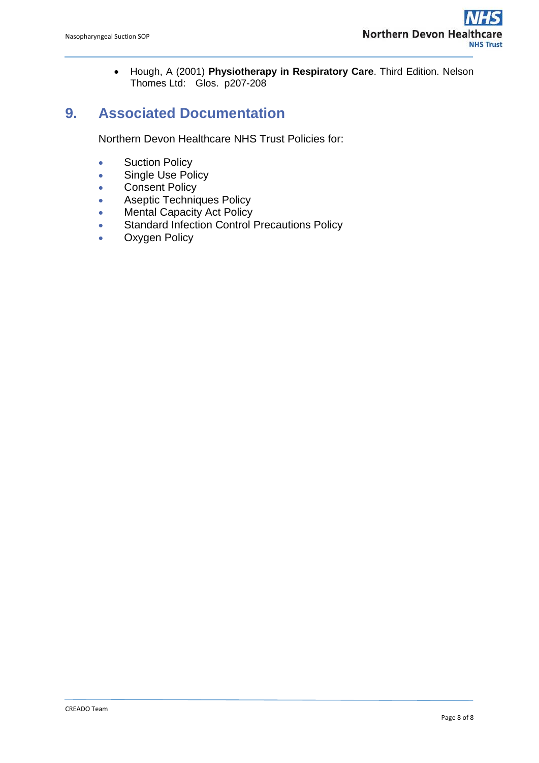- Hough, A (2001) **Physiotherapy in Respiratory Care**. Third Edition. Nelson Thomes Ltd: Glos. p207-208

## 9. Associated Documentation

Northern Devon Healthcare NHS Trust Policies for:

- Suction Policy
- Single Use Policy
- Consent Policy
- Aseptic Techniques Policy
- Mental Capacity Act Policy
- Standard Infection Control Precautions Policy
- Oxygen Policy